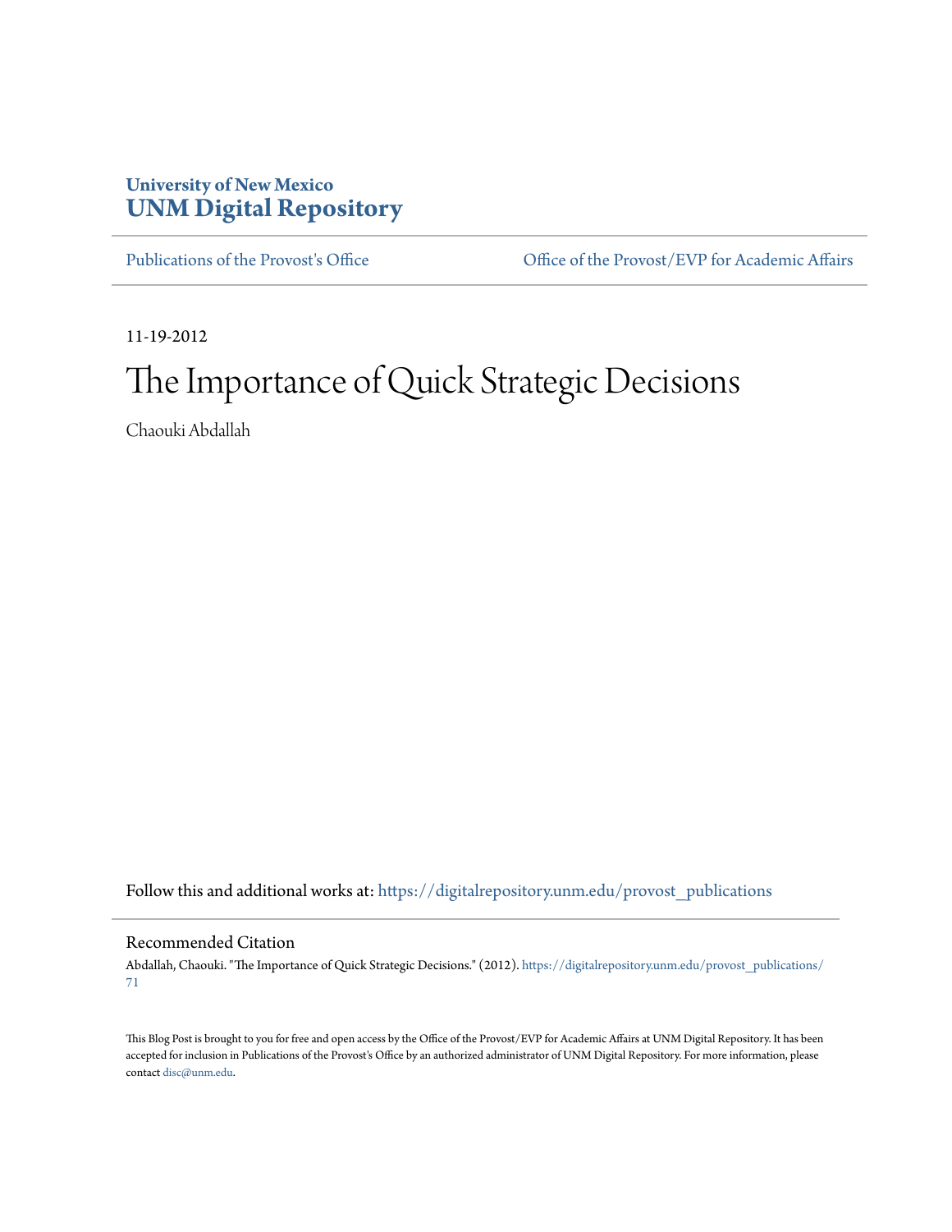University of New Mexico
**UNM Digital Repository**

Publications of the Provost's Office | Office of the Provost/EVP for Academic Affairs

11-19-2012

# The Importance of Quick Strategic Decisions

Chaouki Abdallah

Follow this and additional works at: https://digitalrepository.unm.edu/provost_publications

## Recommended Citation

Abdallah, Chaouki. "The Importance of Quick Strategic Decisions." (2012). https://digitalrepository.unm.edu/provost_publications/71

This Blog Post is brought to you for free and open access by the Office of the Provost/EVP for Academic Affairs at UNM Digital Repository. It has been accepted for inclusion in Publications of the Provost's Office by an authorized administrator of UNM Digital Repository. For more information, please contact disc@unm.edu.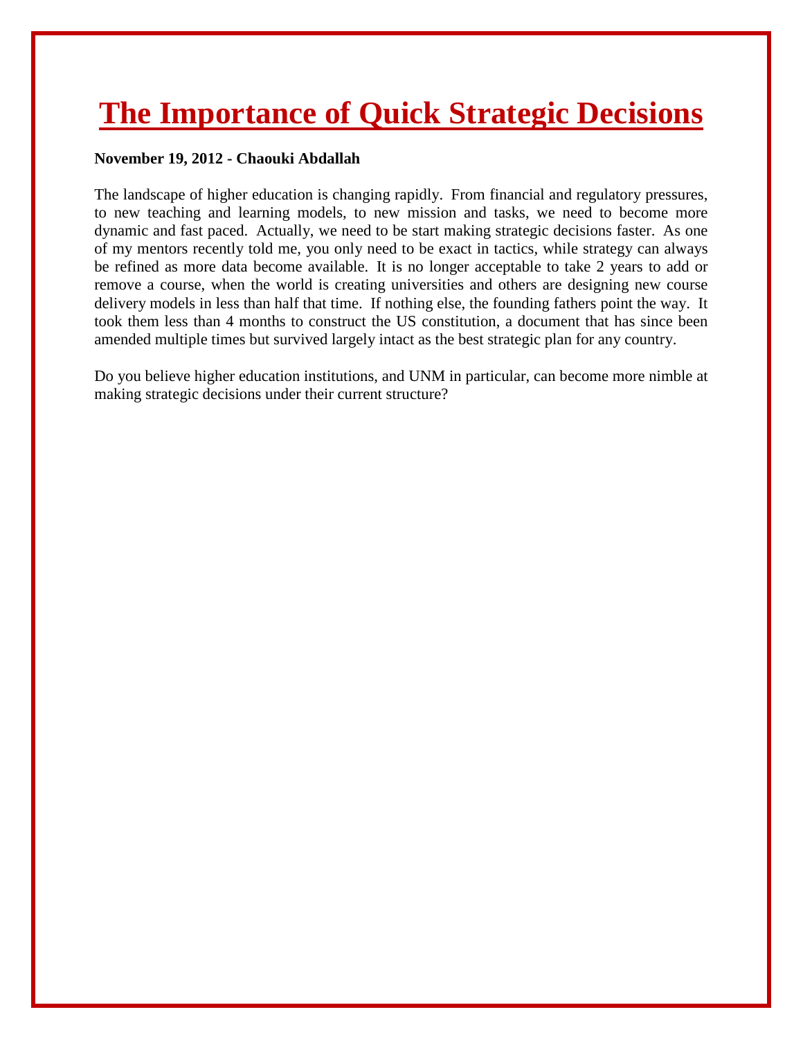# The Importance of Quick Strategic Decisions

**November 19, 2012 - Chaouki Abdallah**

The landscape of higher education is changing rapidly. From financial and regulatory pressures, to new teaching and learning models, to new mission and tasks, we need to become more dynamic and fast paced. Actually, we need to be start making strategic decisions faster. As one of my mentors recently told me, you only need to be exact in tactics, while strategy can always be refined as more data become available. It is no longer acceptable to take 2 years to add or remove a course, when the world is creating universities and others are designing new course delivery models in less than half that time. If nothing else, the founding fathers point the way. It took them less than 4 months to construct the US constitution, a document that has since been amended multiple times but survived largely intact as the best strategic plan for any country.

Do you believe higher education institutions, and UNM in particular, can become more nimble at making strategic decisions under their current structure?